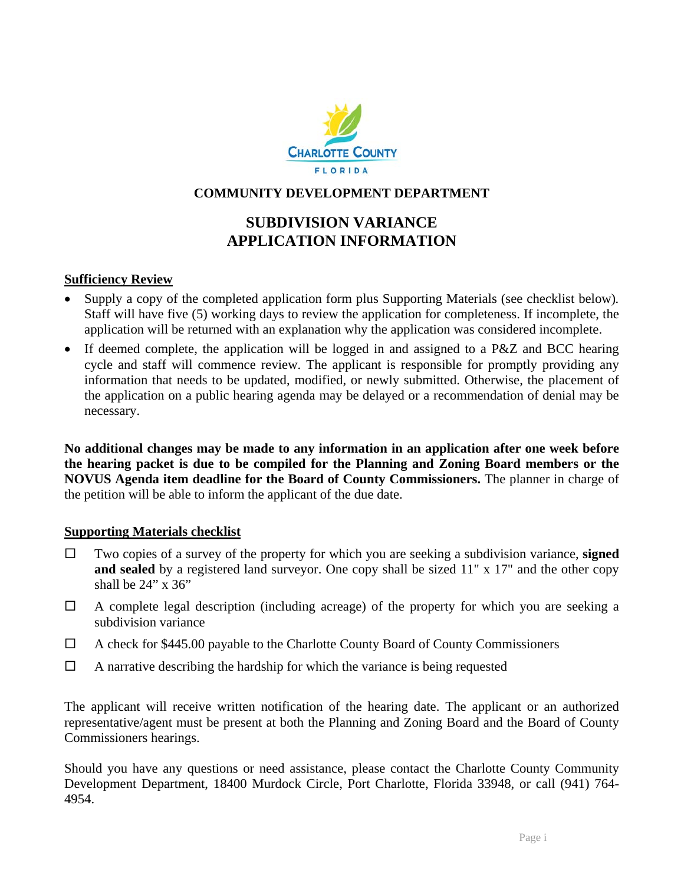CHARLOTTE COUNTY

FLORIDA

**COMMUNITY DEVELOPMENT DEPARTMENT**

# SUBDIVISION VARIANCE
# APPLICATION INFORMATION

## Sufficiency Review

- Supply a copy of the completed application form plus Supporting Materials (see checklist below). Staff will have five (5) working days to review the application for completeness. If incomplete, the application will be returned with an explanation why the application was considered incomplete.
- If deemed complete, the application will be logged in and assigned to a P&Z and BCC hearing cycle and staff will commence review. The applicant is responsible for promptly providing any information that needs to be updated, modified, or newly submitted. Otherwise, the placement of the application on a public hearing agenda may be delayed or a recommendation of denial may be necessary.

**No additional changes may be made to any information in an application after one week before the hearing packet is due to be compiled for the Planning and Zoning Board members or the NOVUS Agenda item deadline for the Board of County Commissioners.** The planner in charge of the petition will be able to inform the applicant of the due date.

## Supporting Materials checklist

- ☐ Two copies of a survey of the property for which you are seeking a subdivision variance, **signed and sealed** by a registered land surveyor. One copy shall be sized 11" x 17" and the other copy shall be 24" x 36"
- ☐ A complete legal description (including acreage) of the property for which you are seeking a subdivision variance
- ☐ A check for $445.00 payable to the Charlotte County Board of County Commissioners
- ☐ A narrative describing the hardship for which the variance is being requested

The applicant will receive written notification of the hearing date. The applicant or an authorized representative/agent must be present at both the Planning and Zoning Board and the Board of County Commissioners hearings.

Should you have any questions or need assistance, please contact the Charlotte County Community Development Department, 18400 Murdock Circle, Port Charlotte, Florida 33948, or call (941) 764-4954.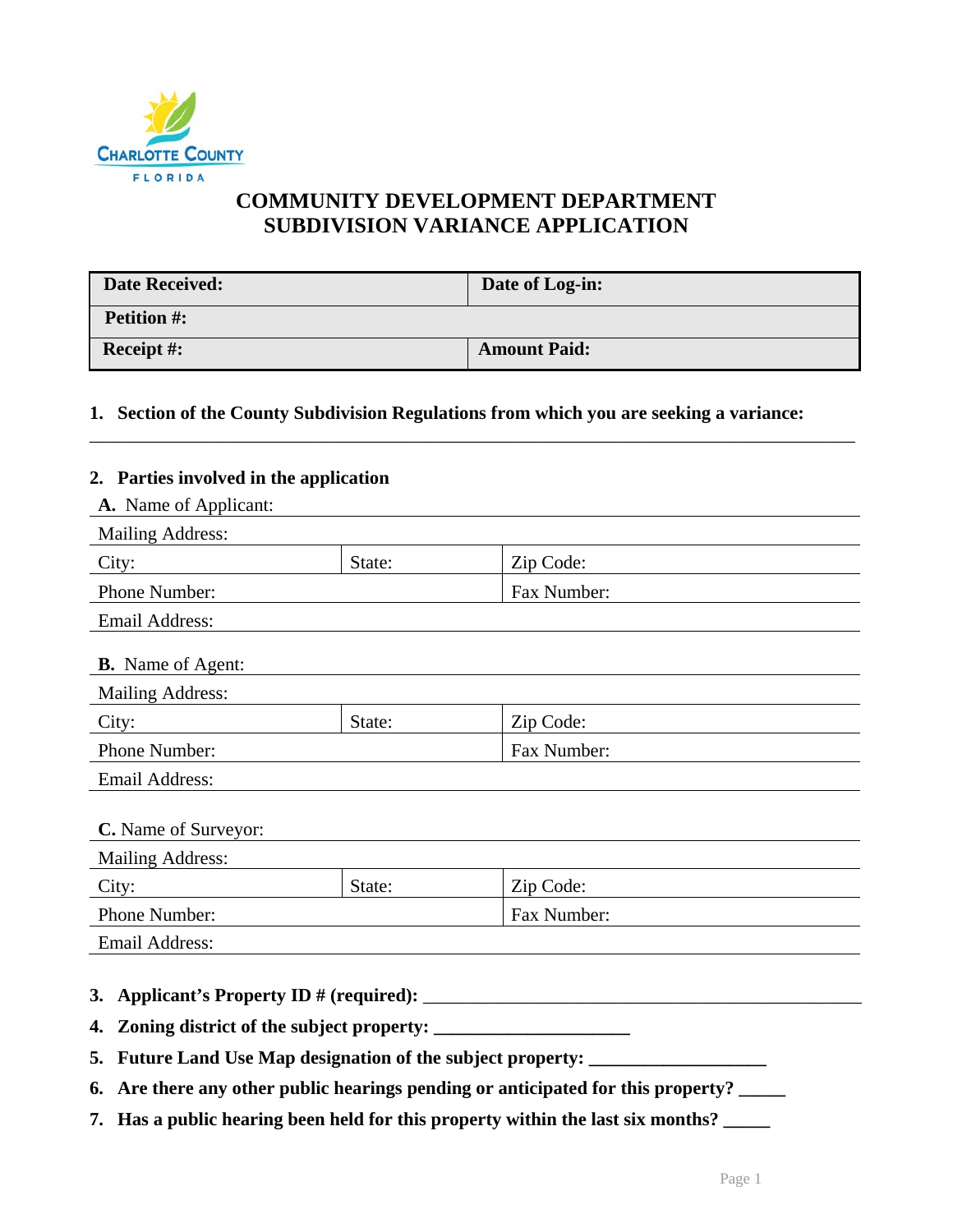# COMMUNITY DEVELOPMENT DEPARTMENT
# SUBDIVISION VARIANCE APPLICATION

| **Date Received:** | **Date of Log-in:** |
|---|---|
| **Petition #:** | |
| **Receipt #:** | **Amount Paid:** |

**1. Section of the County Subdivision Regulations from which you are seeking a variance:**

______________________________________________________________________________

**2. Parties involved in the application**

**A.** Name of Applicant:

| Mailing Address: | | |
|---|---|---|
| City: | State: | Zip Code: |
| Phone Number: | | Fax Number: |
| Email Address: | | |

**B.** Name of Agent:

| Mailing Address: | | |
|---|---|---|
| City: | State: | Zip Code: |
| Phone Number: | | Fax Number: |
| Email Address: | | |

**C.** Name of Surveyor:

| Mailing Address: | | |
|---|---|---|
| City: | State: | Zip Code: |
| Phone Number: | | Fax Number: |
| Email Address: | | |

**3. Applicant's Property ID # (required):** ______________________________________________

**4. Zoning district of the subject property:** _____________________

**5. Future Land Use Map designation of the subject property:** ___________________

**6. Are there any other public hearings pending or anticipated for this property?** _____

**7. Has a public hearing been held for this property within the last six months?** _____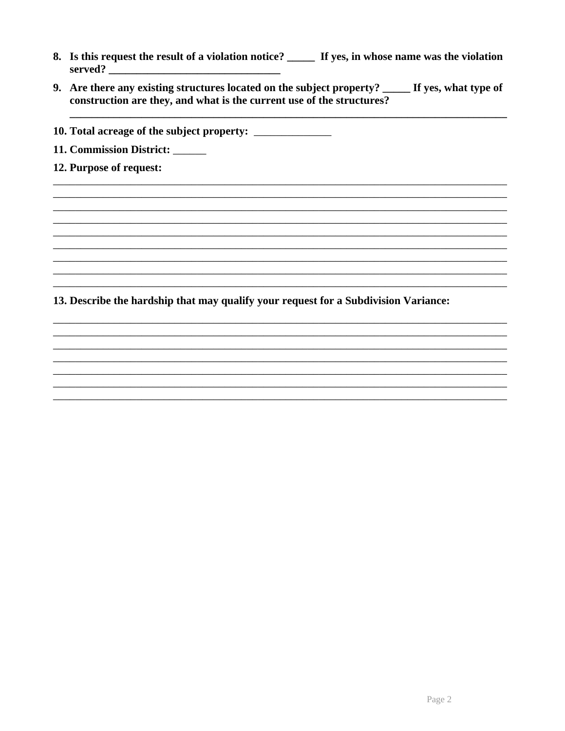8. **Is this request the result of a violation notice? _____ If yes, in whose name was the violation served? _______________________________**

9. **Are there any existing structures located on the subject property? _____ If yes, what type of construction are they, and what is the current use of the structures?**

   ________________________________________________________________________________

10. **Total acreage of the subject property:** ______________

11. **Commission District:** ______

12. **Purpose of request:**

________________________________________________________________________________
________________________________________________________________________________
________________________________________________________________________________
________________________________________________________________________________
________________________________________________________________________________
________________________________________________________________________________
________________________________________________________________________________
________________________________________________________________________________
________________________________________________________________________________

13. **Describe the hardship that may qualify your request for a Subdivision Variance:**

________________________________________________________________________________
________________________________________________________________________________
________________________________________________________________________________
________________________________________________________________________________
________________________________________________________________________________
________________________________________________________________________________
________________________________________________________________________________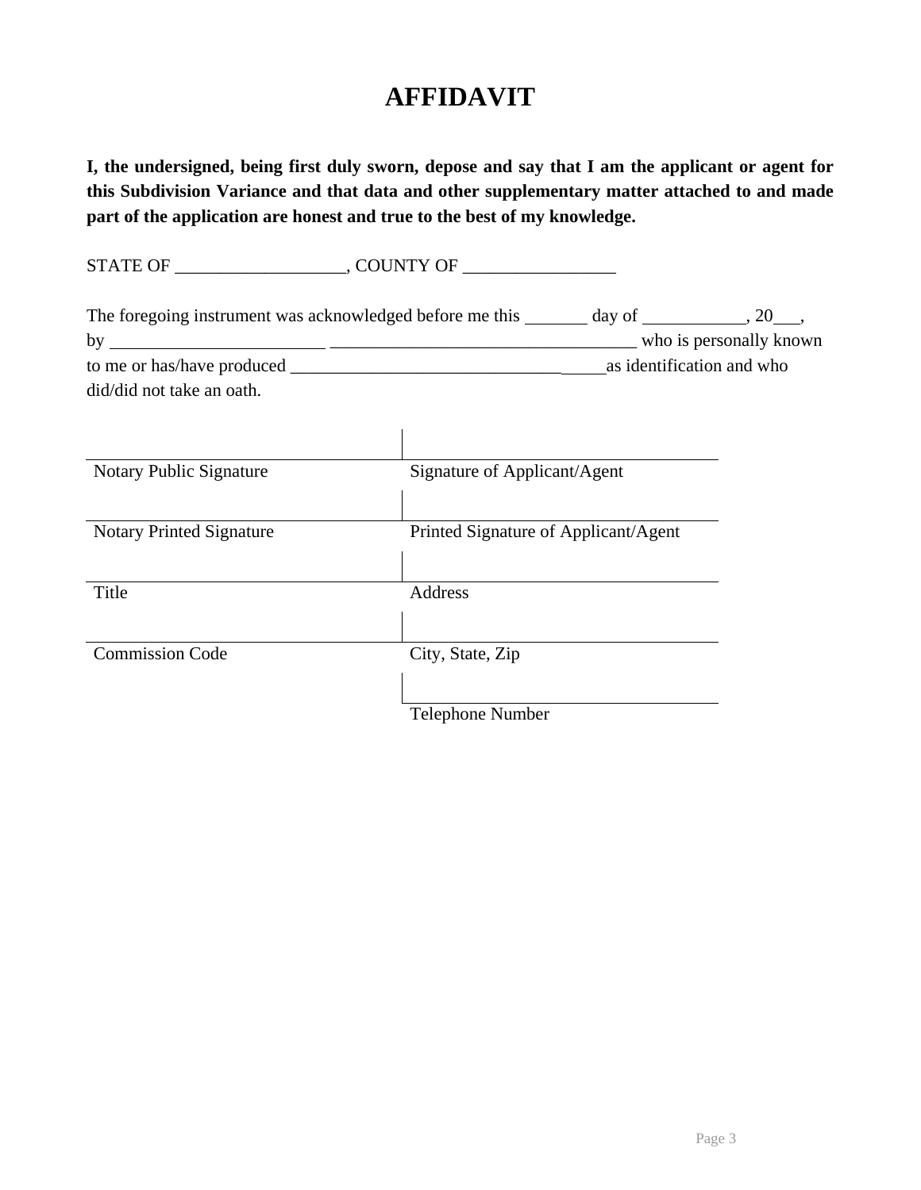# AFFIDAVIT

**I, the undersigned, being first duly sworn, depose and say that I am the applicant or agent for this Subdivision Variance and that data and other supplementary matter attached to and made part of the application are honest and true to the best of my knowledge.**

STATE OF ___________________, COUNTY OF _________________

The foregoing instrument was acknowledged before me this _______ day of ___________, 20___, by ________________________ __________________________________ who is personally known to me or has/have produced ___________________________________as identification and who did/did not take an oath.

| | |
|---|---|
| Notary Public Signature | Signature of Applicant/Agent |
| Notary Printed Signature | Printed Signature of Applicant/Agent |
| Title | Address |
| Commission Code | City, State, Zip |
| | Telephone Number |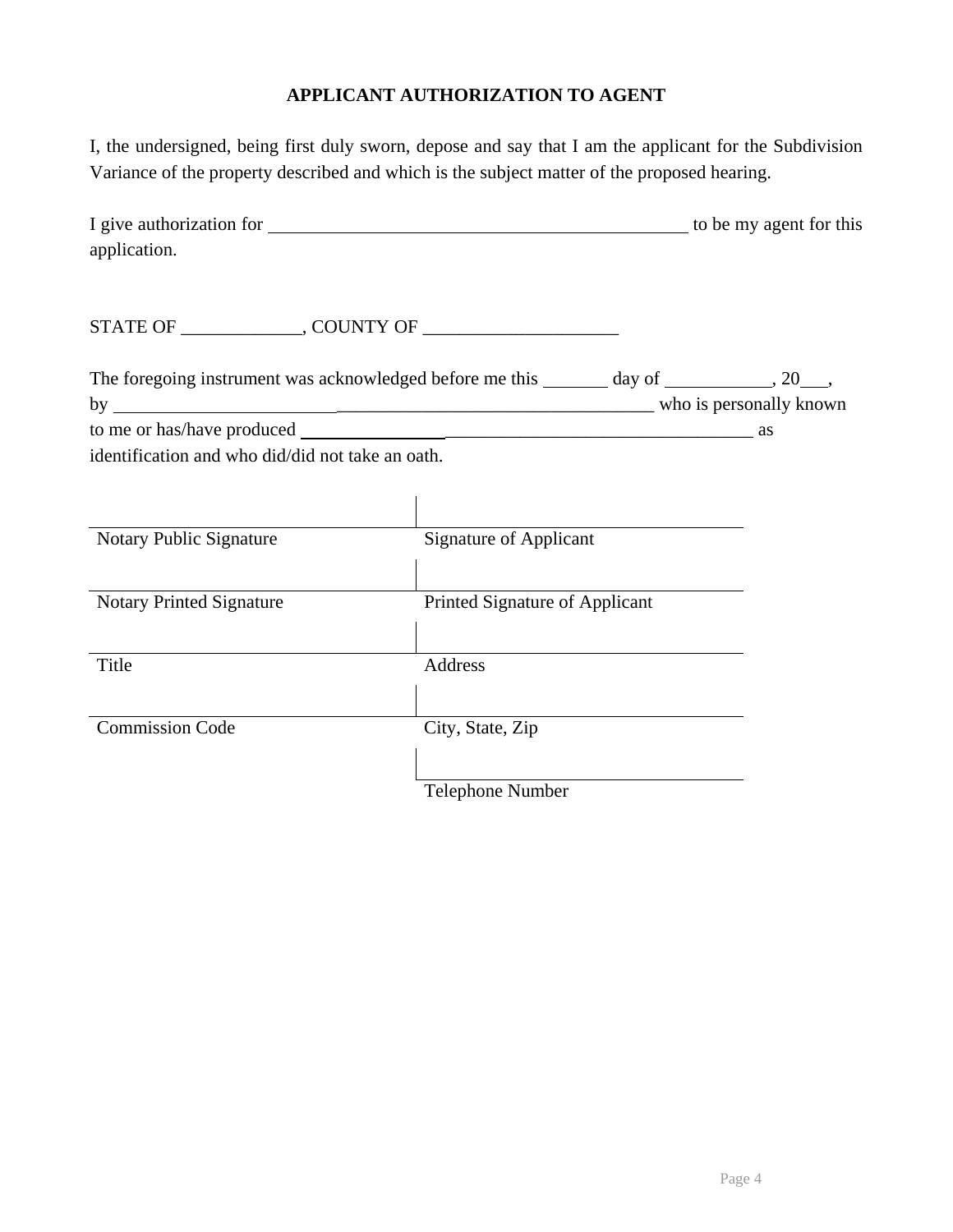## APPLICANT AUTHORIZATION TO AGENT

I, the undersigned, being first duly sworn, depose and say that I am the applicant for the Subdivision Variance of the property described and which is the subject matter of the proposed hearing.

I give authorization for ______________________________________________ to be my agent for this application.

STATE OF _____________, COUNTY OF _____________________

The foregoing instrument was acknowledged before me this _______ day of ___________, 20___, by ___________________________________________________________ who is personally known to me or has/have produced ___________________________________________________ as identification and who did/did not take an oath.

| | |
|---|---|
| Notary Public Signature | Signature of Applicant |
| Notary Printed Signature | Printed Signature of Applicant |
| Title | Address |
| Commission Code | City, State, Zip |
| | Telephone Number |